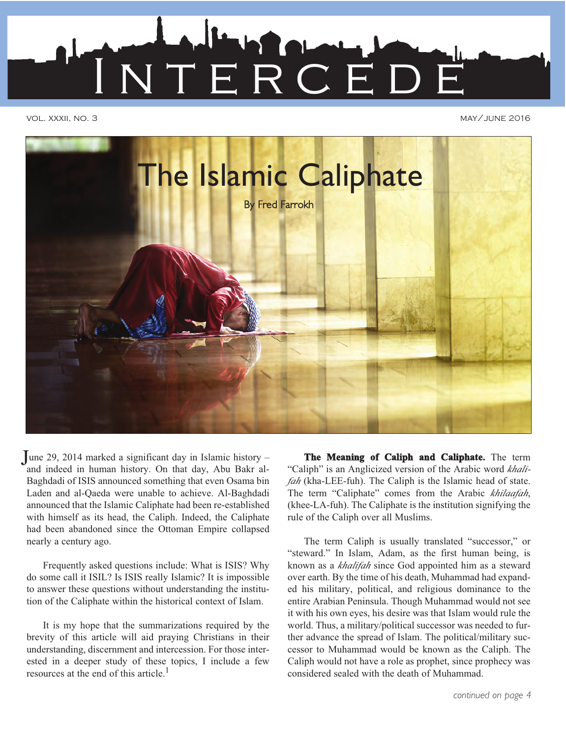# INTERCEDE

VOL. XXXII, NO. 3 MAY/JUNE 2016

# The Islamic Caliphate

By Fred Farrokh

June 29, 2014 marked a significant day in Islamic history – and indeed in human history. On that day, Abu Bakr al-Baghdadi of ISIS announced something that even Osama bin Laden and al-Qaeda were unable to achieve. Al-Baghdadi announced that the Islamic Caliphate had been re-established with himself as its head, the Caliph. Indeed, the Caliphate had been abandoned since the Ottoman Empire collapsed nearly a century ago.

Frequently asked questions include: What is ISIS? Why do some call it ISIL? Is ISIS really Islamic? It is impossible to answer these questions without understanding the institution of the Caliphate within the historical context of Islam.

It is my hope that the summarizations required by the brevity of this article will aid praying Christians in their understanding, discernment and intercession. For those interested in a deeper study of these topics, I include a few resources at the end of this article.[1]

**The Meaning of Caliph and Caliphate.** The term "Caliph" is an Anglicized version of the Arabic word *khalifah* (kha-LEE-fuh). The Caliph is the Islamic head of state. The term "Caliphate" comes from the Arabic *khilaafah*, (khee-LA-fuh). The Caliphate is the institution signifying the rule of the Caliph over all Muslims.

The term Caliph is usually translated "successor," or "steward." In Islam, Adam, as the first human being, is known as a *khalifah* since God appointed him as a steward over earth. By the time of his death, Muhammad had expanded his military, political, and religious dominance to the entire Arabian Peninsula. Though Muhammad would not see it with his own eyes, his desire was that Islam would rule the world. Thus, a military/political successor was needed to further advance the spread of Islam. The political/military successor to Muhammad would be known as the Caliph. The Caliph would not have a role as prophet, since prophecy was considered sealed with the death of Muhammad.

*continued on page 4*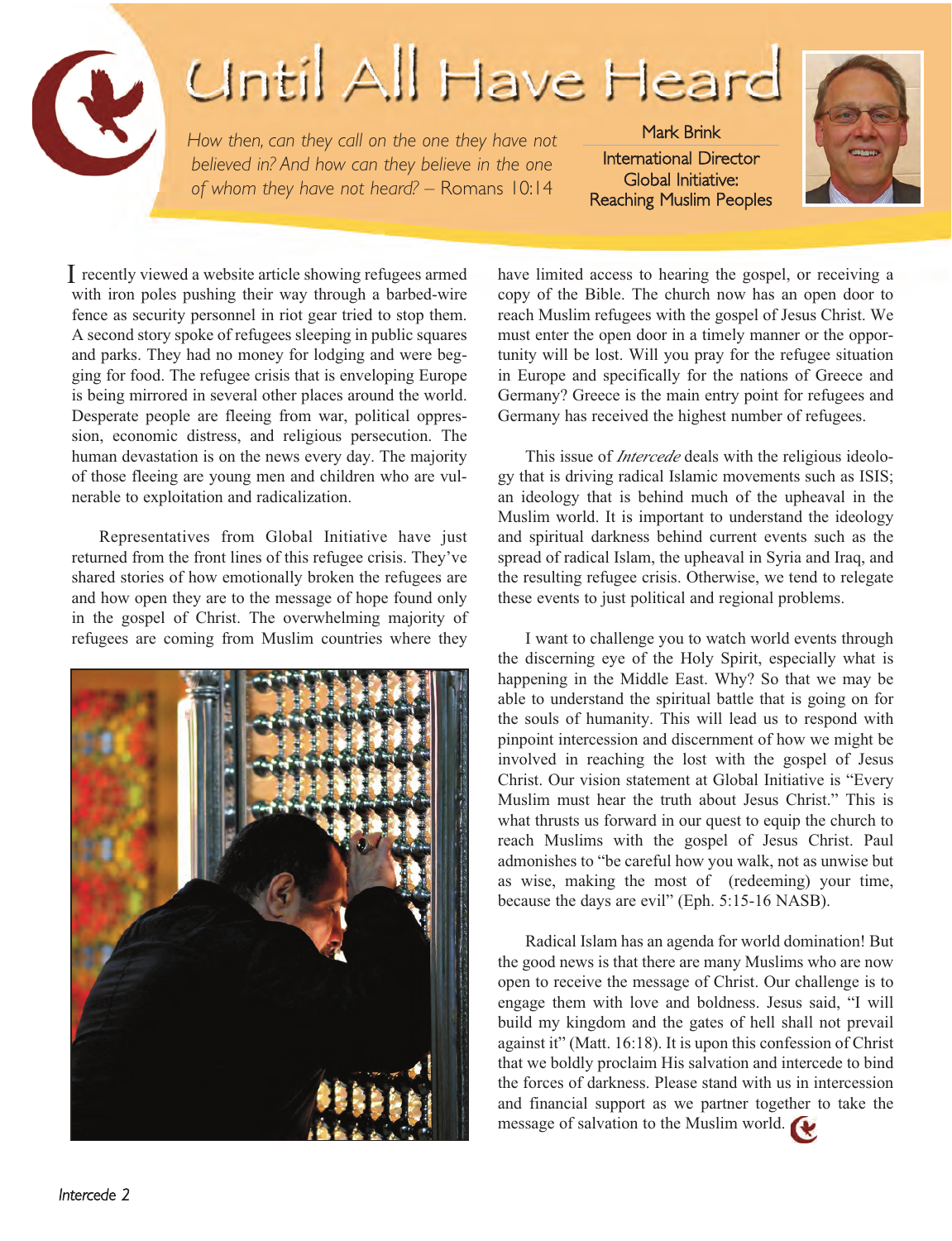# Until All Have Heard

*How then, can they call on the one they have not believed in? And how can they believe in the one of whom they have not heard?* – Romans 10:14

Mark Brink
International Director
Global Initiative:
Reaching Muslim Peoples

I recently viewed a website article showing refugees armed with iron poles pushing their way through a barbed-wire fence as security personnel in riot gear tried to stop them. A second story spoke of refugees sleeping in public squares and parks. They had no money for lodging and were begging for food. The refugee crisis that is enveloping Europe is being mirrored in several other places around the world. Desperate people are fleeing from war, political oppression, economic distress, and religious persecution. The human devastation is on the news every day. The majority of those fleeing are young men and children who are vulnerable to exploitation and radicalization.

Representatives from Global Initiative have just returned from the front lines of this refugee crisis. They've shared stories of how emotionally broken the refugees are and how open they are to the message of hope found only in the gospel of Christ. The overwhelming majority of refugees are coming from Muslim countries where they have limited access to hearing the gospel, or receiving a copy of the Bible. The church now has an open door to reach Muslim refugees with the gospel of Jesus Christ. We must enter the open door in a timely manner or the opportunity will be lost. Will you pray for the refugee situation in Europe and specifically for the nations of Greece and Germany? Greece is the main entry point for refugees and Germany has received the highest number of refugees.

This issue of *Intercede* deals with the religious ideology that is driving radical Islamic movements such as ISIS; an ideology that is behind much of the upheaval in the Muslim world. It is important to understand the ideology and spiritual darkness behind current events such as the spread of radical Islam, the upheaval in Syria and Iraq, and the resulting refugee crisis. Otherwise, we tend to relegate these events to just political and regional problems.

I want to challenge you to watch world events through the discerning eye of the Holy Spirit, especially what is happening in the Middle East. Why? So that we may be able to understand the spiritual battle that is going on for the souls of humanity. This will lead us to respond with pinpoint intercession and discernment of how we might be involved in reaching the lost with the gospel of Jesus Christ. Our vision statement at Global Initiative is "Every Muslim must hear the truth about Jesus Christ." This is what thrusts us forward in our quest to equip the church to reach Muslims with the gospel of Jesus Christ. Paul admonishes to "be careful how you walk, not as unwise but as wise, making the most of (redeeming) your time, because the days are evil" (Eph. 5:15-16 NASB).

Radical Islam has an agenda for world domination! But the good news is that there are many Muslims who are now open to receive the message of Christ. Our challenge is to engage them with love and boldness. Jesus said, "I will build my kingdom and the gates of hell shall not prevail against it" (Matt. 16:18). It is upon this confession of Christ that we boldly proclaim His salvation and intercede to bind the forces of darkness. Please stand with us in intercession and financial support as we partner together to take the message of salvation to the Muslim world.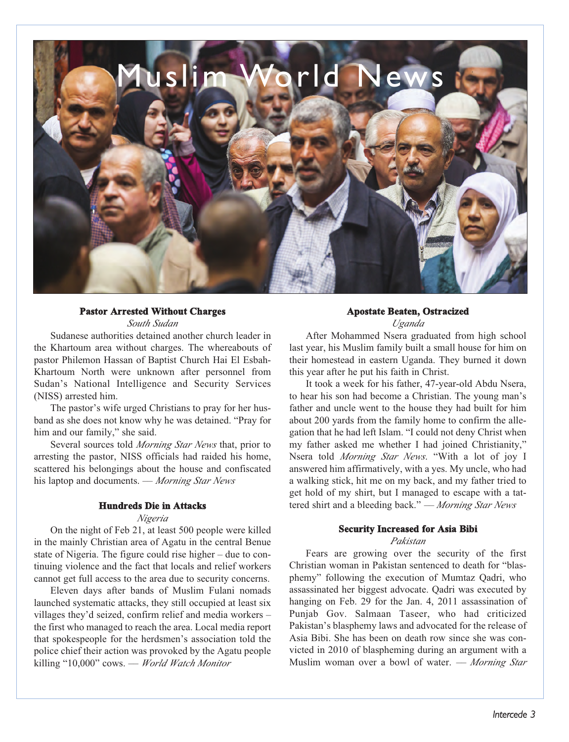# Muslim World News

### Pastor Arrested Without Charges

*South Sudan*

Sudanese authorities detained another church leader in the Khartoum area without charges. The whereabouts of pastor Philemon Hassan of Baptist Church Hai El Esbah-Khartoum North were unknown after personnel from Sudan's National Intelligence and Security Services (NISS) arrested him.

The pastor's wife urged Christians to pray for her husband as she does not know why he was detained. "Pray for him and our family," she said.

Several sources told *Morning Star News* that, prior to arresting the pastor, NISS officials had raided his home, scattered his belongings about the house and confiscated his laptop and documents. — *Morning Star News*

### Hundreds Die in Attacks

*Nigeria*

On the night of Feb 21, at least 500 people were killed in the mainly Christian area of Agatu in the central Benue state of Nigeria. The figure could rise higher – due to continuing violence and the fact that locals and relief workers cannot get full access to the area due to security concerns.

Eleven days after bands of Muslim Fulani nomads launched systematic attacks, they still occupied at least six villages they'd seized, confirm relief and media workers – the first who managed to reach the area. Local media report that spokespeople for the herdsmen's association told the police chief their action was provoked by the Agatu people killing "10,000" cows. — *World Watch Monitor*

### Apostate Beaten, Ostracized

*Uganda*

After Mohammed Nsera graduated from high school last year, his Muslim family built a small house for him on their homestead in eastern Uganda. They burned it down this year after he put his faith in Christ.

It took a week for his father, 47-year-old Abdu Nsera, to hear his son had become a Christian. The young man's father and uncle went to the house they had built for him about 200 yards from the family home to confirm the allegation that he had left Islam. "I could not deny Christ when my father asked me whether I had joined Christianity," Nsera told *Morning Star News*. "With a lot of joy I answered him affirmatively, with a yes. My uncle, who had a walking stick, hit me on my back, and my father tried to get hold of my shirt, but I managed to escape with a tattered shirt and a bleeding back." — *Morning Star News*

### Security Increased for Asia Bibi

*Pakistan*

Fears are growing over the security of the first Christian woman in Pakistan sentenced to death for "blasphemy" following the execution of Mumtaz Qadri, who assassinated her biggest advocate. Qadri was executed by hanging on Feb. 29 for the Jan. 4, 2011 assassination of Punjab Gov. Salmaan Taseer, who had criticized Pakistan's blasphemy laws and advocated for the release of Asia Bibi. She has been on death row since she was convicted in 2010 of blaspheming during an argument with a Muslim woman over a bowl of water. — *Morning Star*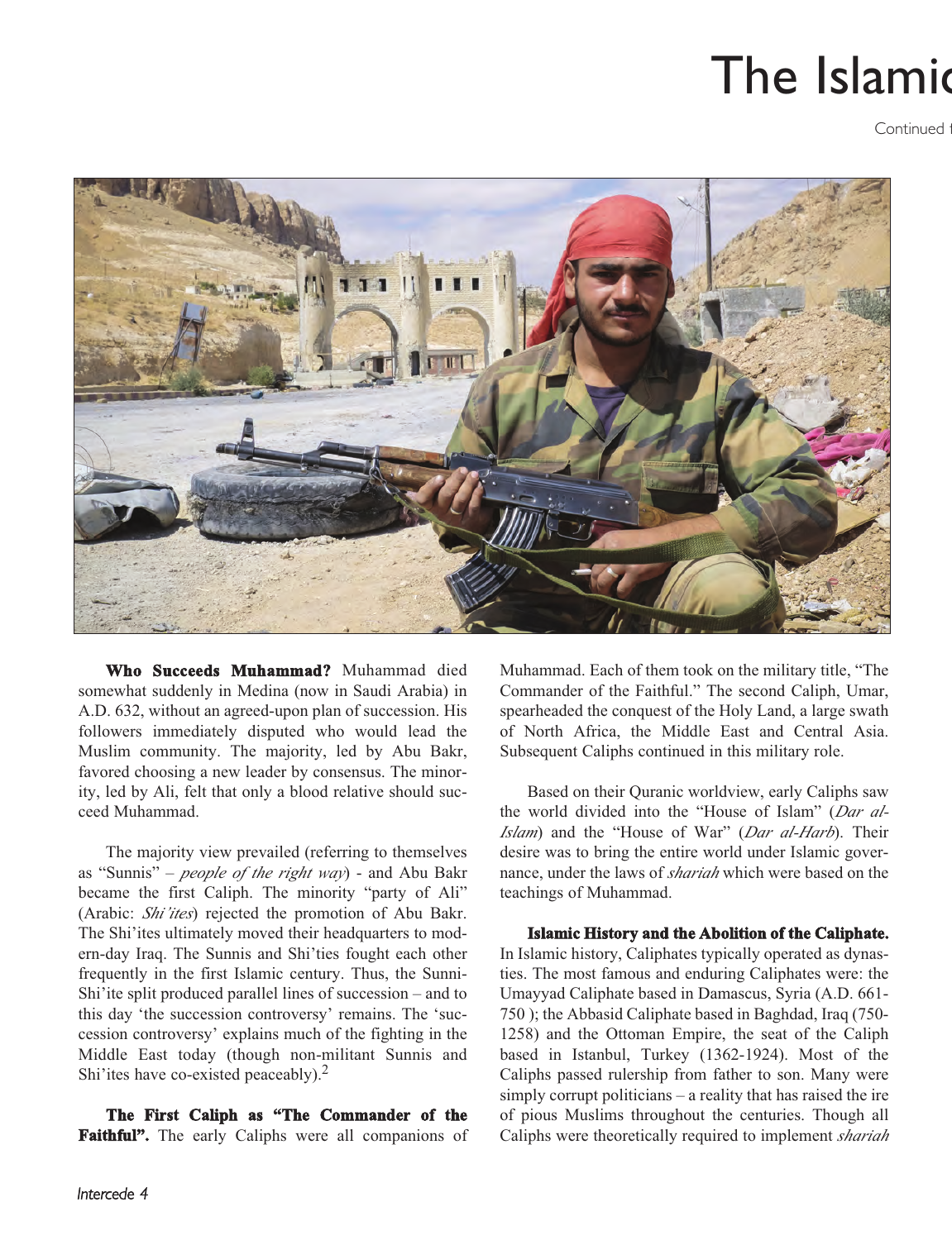# The Islamic

Continued f

**Who Succeeds Muhammad?** Muhammad died somewhat suddenly in Medina (now in Saudi Arabia) in A.D. 632, without an agreed-upon plan of succession. His followers immediately disputed who would lead the Muslim community. The majority, led by Abu Bakr, favored choosing a new leader by consensus. The minority, led by Ali, felt that only a blood relative should succeed Muhammad.

The majority view prevailed (referring to themselves as "Sunnis" – *people of the right way*) - and Abu Bakr became the first Caliph. The minority "party of Ali" (Arabic: *Shi'ites*) rejected the promotion of Abu Bakr. The Shi'ites ultimately moved their headquarters to modern-day Iraq. The Sunnis and Shi'ties fought each other frequently in the first Islamic century. Thus, the Sunni-Shi'ite split produced parallel lines of succession – and to this day 'the succession controversy' remains. The 'succession controversy' explains much of the fighting in the Middle East today (though non-militant Sunnis and Shi'ites have co-existed peaceably).[2]

**The First Caliph as "The Commander of the Faithful".** The early Caliphs were all companions of Muhammad. Each of them took on the military title, "The Commander of the Faithful." The second Caliph, Umar, spearheaded the conquest of the Holy Land, a large swath of North Africa, the Middle East and Central Asia. Subsequent Caliphs continued in this military role.

Based on their Quranic worldview, early Caliphs saw the world divided into the "House of Islam" (*Dar al-Islam*) and the "House of War" (*Dar al-Harb*). Their desire was to bring the entire world under Islamic governance, under the laws of *shariah* which were based on the teachings of Muhammad.

**Islamic History and the Abolition of the Caliphate.** In Islamic history, Caliphates typically operated as dynasties. The most famous and enduring Caliphates were: the Umayyad Caliphate based in Damascus, Syria (A.D. 661-750 ); the Abbasid Caliphate based in Baghdad, Iraq (750-1258) and the Ottoman Empire, the seat of the Caliph based in Istanbul, Turkey (1362-1924). Most of the Caliphs passed rulership from father to son. Many were simply corrupt politicians – a reality that has raised the ire of pious Muslims throughout the centuries. Though all Caliphs were theoretically required to implement *shariah*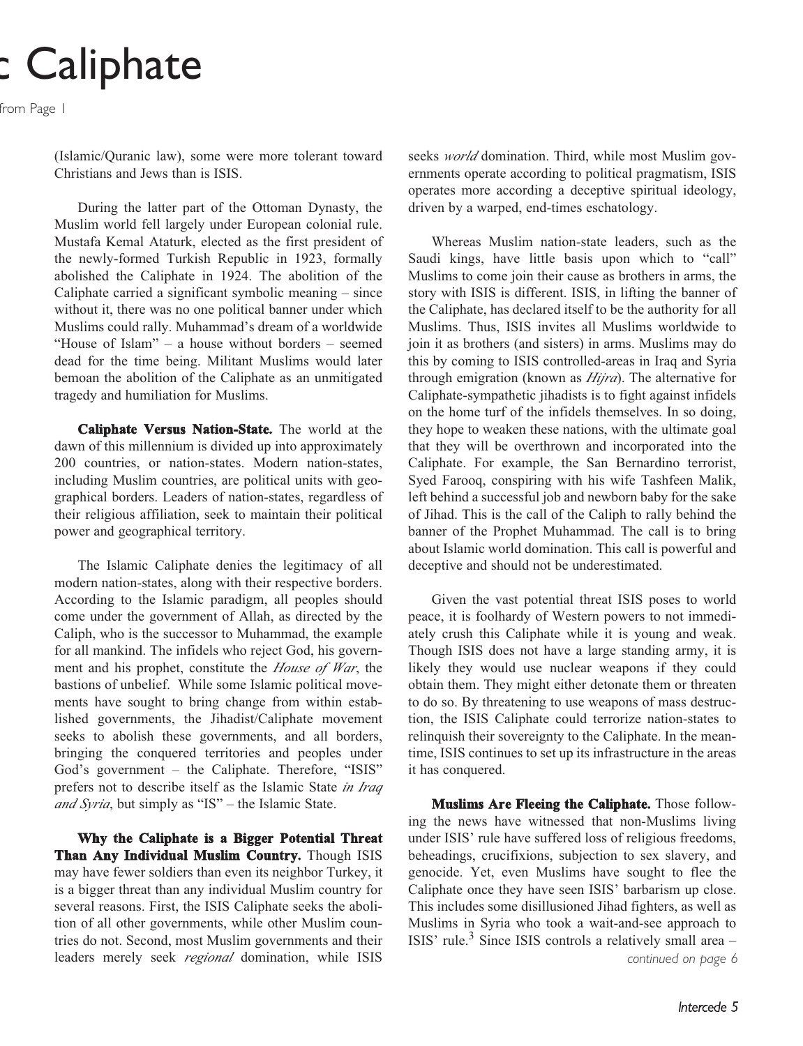# c Caliphate

from Page 1

(Islamic/Quranic law), some were more tolerant toward Christians and Jews than is ISIS.

During the latter part of the Ottoman Dynasty, the Muslim world fell largely under European colonial rule. Mustafa Kemal Ataturk, elected as the first president of the newly-formed Turkish Republic in 1923, formally abolished the Caliphate in 1924. The abolition of the Caliphate carried a significant symbolic meaning – since without it, there was no one political banner under which Muslims could rally. Muhammad's dream of a worldwide "House of Islam" – a house without borders – seemed dead for the time being. Militant Muslims would later bemoan the abolition of the Caliphate as an unmitigated tragedy and humiliation for Muslims.

**Caliphate Versus Nation-State.** The world at the dawn of this millennium is divided up into approximately 200 countries, or nation-states. Modern nation-states, including Muslim countries, are political units with geographical borders. Leaders of nation-states, regardless of their religious affiliation, seek to maintain their political power and geographical territory.

The Islamic Caliphate denies the legitimacy of all modern nation-states, along with their respective borders. According to the Islamic paradigm, all peoples should come under the government of Allah, as directed by the Caliph, who is the successor to Muhammad, the example for all mankind. The infidels who reject God, his government and his prophet, constitute the *House of War*, the bastions of unbelief. While some Islamic political movements have sought to bring change from within established governments, the Jihadist/Caliphate movement seeks to abolish these governments, and all borders, bringing the conquered territories and peoples under God's government – the Caliphate. Therefore, "ISIS" prefers not to describe itself as the Islamic State *in Iraq and Syria*, but simply as "IS" – the Islamic State.

**Why the Caliphate is a Bigger Potential Threat Than Any Individual Muslim Country.** Though ISIS may have fewer soldiers than even its neighbor Turkey, it is a bigger threat than any individual Muslim country for several reasons. First, the ISIS Caliphate seeks the abolition of all other governments, while other Muslim countries do not. Second, most Muslim governments and their leaders merely seek *regional* domination, while ISIS seeks *world* domination. Third, while most Muslim governments operate according to political pragmatism, ISIS operates more according a deceptive spiritual ideology, driven by a warped, end-times eschatology.

Whereas Muslim nation-state leaders, such as the Saudi kings, have little basis upon which to "call" Muslims to come join their cause as brothers in arms, the story with ISIS is different. ISIS, in lifting the banner of the Caliphate, has declared itself to be the authority for all Muslims. Thus, ISIS invites all Muslims worldwide to join it as brothers (and sisters) in arms. Muslims may do this by coming to ISIS controlled-areas in Iraq and Syria through emigration (known as *Hijra*). The alternative for Caliphate-sympathetic jihadists is to fight against infidels on the home turf of the infidels themselves. In so doing, they hope to weaken these nations, with the ultimate goal that they will be overthrown and incorporated into the Caliphate. For example, the San Bernardino terrorist, Syed Farooq, conspiring with his wife Tashfeen Malik, left behind a successful job and newborn baby for the sake of Jihad. This is the call of the Caliph to rally behind the banner of the Prophet Muhammad. The call is to bring about Islamic world domination. This call is powerful and deceptive and should not be underestimated.

Given the vast potential threat ISIS poses to world peace, it is foolhardy of Western powers to not immediately crush this Caliphate while it is young and weak. Though ISIS does not have a large standing army, it is likely they would use nuclear weapons if they could obtain them. They might either detonate them or threaten to do so. By threatening to use weapons of mass destruction, the ISIS Caliphate could terrorize nation-states to relinquish their sovereignty to the Caliphate. In the meantime, ISIS continues to set up its infrastructure in the areas it has conquered.

**Muslims Are Fleeing the Caliphate.** Those following the news have witnessed that non-Muslims living under ISIS' rule have suffered loss of religious freedoms, beheadings, crucifixions, subjection to sex slavery, and genocide. Yet, even Muslims have sought to flee the Caliphate once they have seen ISIS' barbarism up close. This includes some disillusioned Jihad fighters, as well as Muslims in Syria who took a wait-and-see approach to ISIS' rule.[3] Since ISIS controls a relatively small area –

*continued on page 6*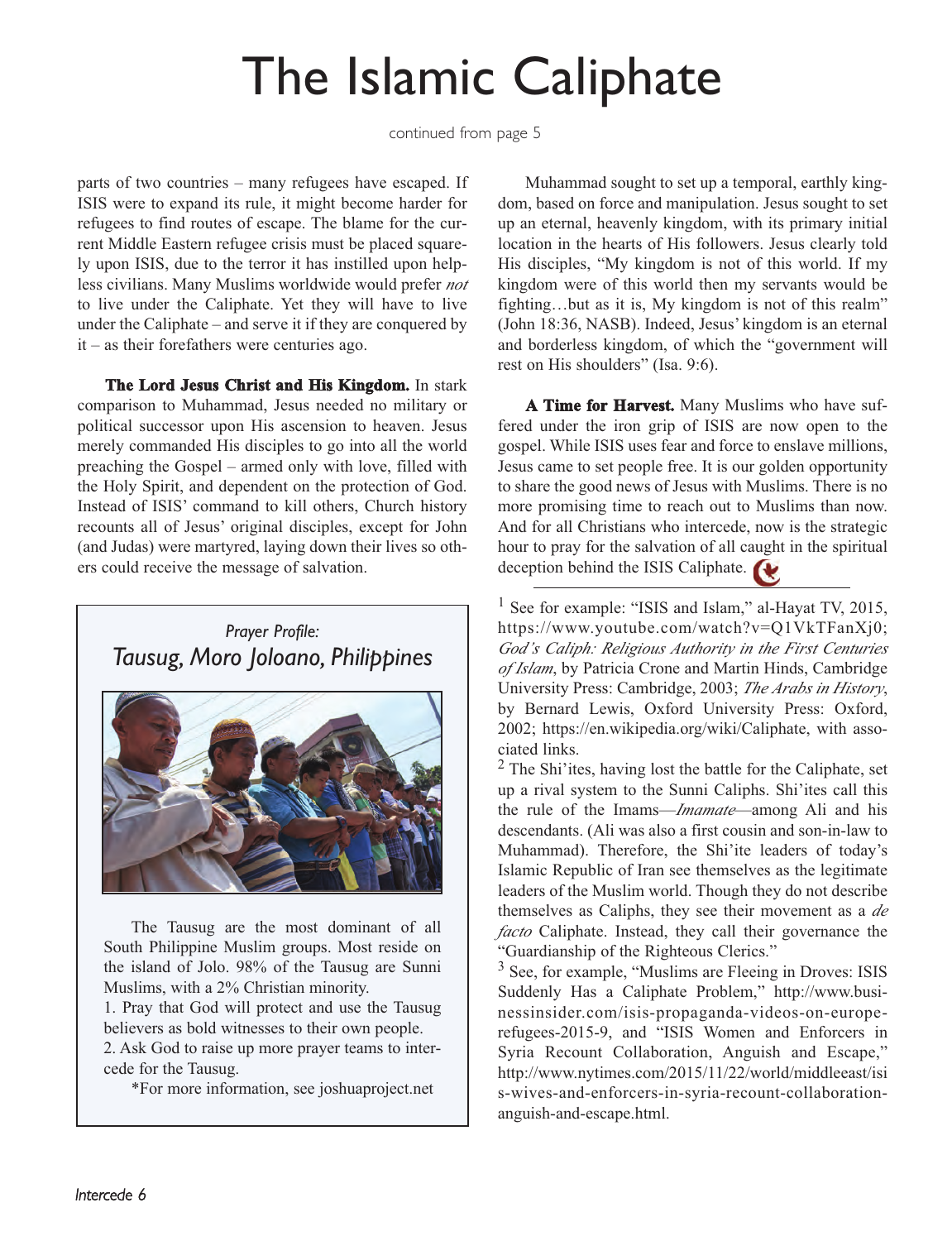# The Islamic Caliphate

continued from page 5

parts of two countries – many refugees have escaped. If ISIS were to expand its rule, it might become harder for refugees to find routes of escape. The blame for the current Middle Eastern refugee crisis must be placed squarely upon ISIS, due to the terror it has instilled upon helpless civilians. Many Muslims worldwide would prefer *not* to live under the Caliphate. Yet they will have to live under the Caliphate – and serve it if they are conquered by it – as their forefathers were centuries ago.

**The Lord Jesus Christ and His Kingdom.** In stark comparison to Muhammad, Jesus needed no military or political successor upon His ascension to heaven. Jesus merely commanded His disciples to go into all the world preaching the Gospel – armed only with love, filled with the Holy Spirit, and dependent on the protection of God. Instead of ISIS' command to kill others, Church history recounts all of Jesus' original disciples, except for John (and Judas) were martyred, laying down their lives so others could receive the message of salvation.

Muhammad sought to set up a temporal, earthly kingdom, based on force and manipulation. Jesus sought to set up an eternal, heavenly kingdom, with its primary initial location in the hearts of His followers. Jesus clearly told His disciples, "My kingdom is not of this world. If my kingdom were of this world then my servants would be fighting…but as it is, My kingdom is not of this realm" (John 18:36, NASB). Indeed, Jesus' kingdom is an eternal and borderless kingdom, of which the "government will rest on His shoulders" (Isa. 9:6).

**A Time for Harvest.** Many Muslims who have suffered under the iron grip of ISIS are now open to the gospel. While ISIS uses fear and force to enslave millions, Jesus came to set people free. It is our golden opportunity to share the good news of Jesus with Muslims. There is no more promising time to reach out to Muslims than now. And for all Christians who intercede, now is the strategic hour to pray for the salvation of all caught in the spiritual deception behind the ISIS Caliphate.

---

### *Prayer Profile:*
### *Tausug, Moro Joloano, Philippines*

The Tausug are the most dominant of all South Philippine Muslim groups. Most reside on the island of Jolo. 98% of the Tausug are Sunni Muslims, with a 2% Christian minority.

1. Pray that God will protect and use the Tausug believers as bold witnesses to their own people.
2. Ask God to raise up more prayer teams to intercede for the Tausug.

*For more information, see joshuaproject.net

---

[1] See for example: "ISIS and Islam," al-Hayat TV, 2015, https://www.youtube.com/watch?v=Q1VkTFanXj0; *God's Caliph: Religious Authority in the First Centuries of Islam*, by Patricia Crone and Martin Hinds, Cambridge University Press: Cambridge, 2003; *The Arabs in History*, by Bernard Lewis, Oxford University Press: Oxford, 2002; https://en.wikipedia.org/wiki/Caliphate, with associated links.

[2] The Shi'ites, having lost the battle for the Caliphate, set up a rival system to the Sunni Caliphs. Shi'ites call this the rule of the Imams—*Imamate*—among Ali and his descendants. (Ali was also a first cousin and son-in-law to Muhammad). Therefore, the Shi'ite leaders of today's Islamic Republic of Iran see themselves as the legitimate leaders of the Muslim world. Though they do not describe themselves as Caliphs, they see their movement as a *de facto* Caliphate. Instead, they call their governance the "Guardianship of the Righteous Clerics."

[3] See, for example, "Muslims are Fleeing in Droves: ISIS Suddenly Has a Caliphate Problem," http://www.businessinsider.com/isis-propaganda-videos-on-europe-refugees-2015-9, and "ISIS Women and Enforcers in Syria Recount Collaboration, Anguish and Escape," http://www.nytimes.com/2015/11/22/world/middleeast/isis-wives-and-enforcers-in-syria-recount-collaboration-anguish-and-escape.html.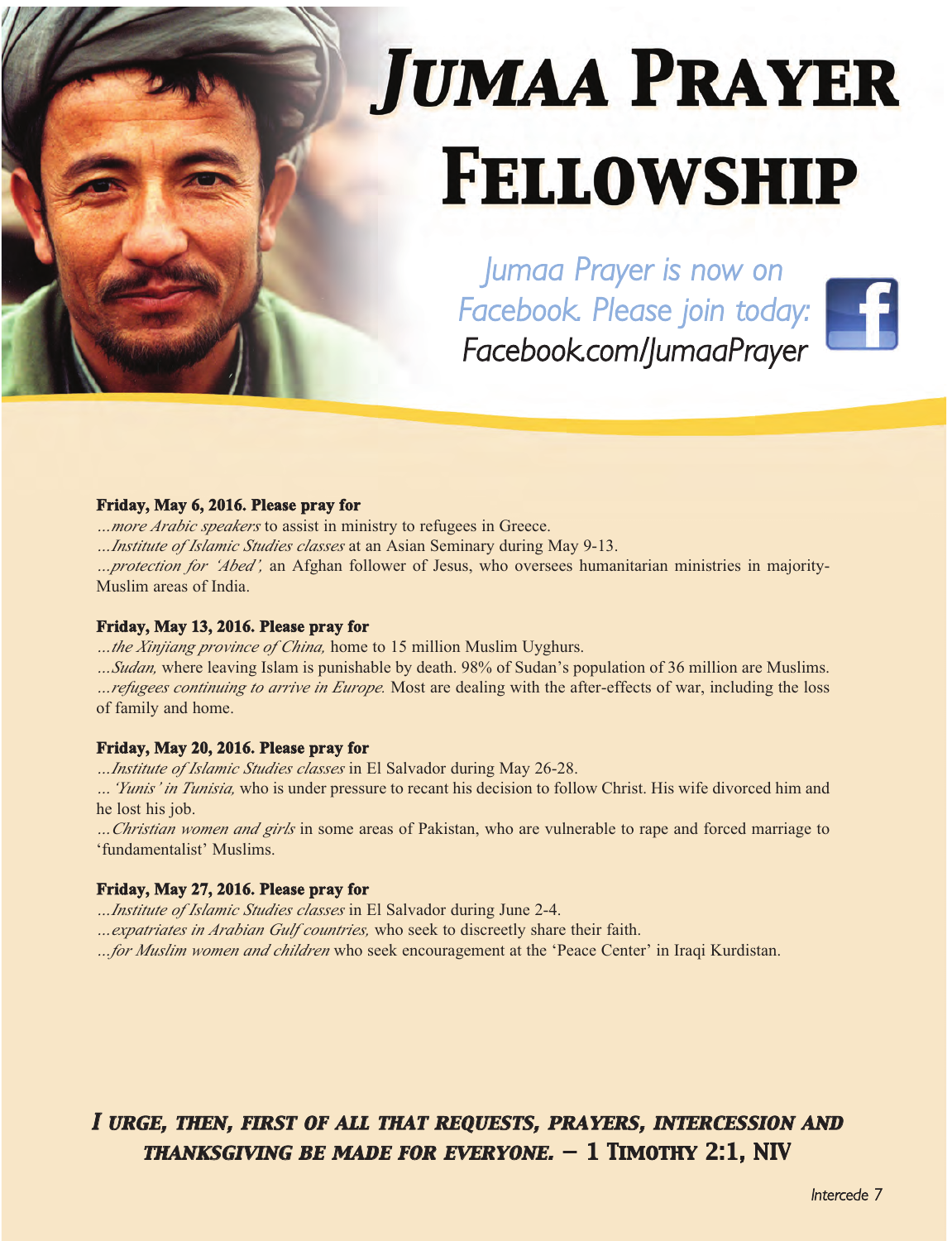# Jumaa Prayer Fellowship

*Jumaa Prayer is now on Facebook. Please join today:*
*Facebook.com/JumaaPrayer*

**Friday, May 6, 2016. Please pray for**

*...more Arabic speakers* to assist in ministry to refugees in Greece.
*...Institute of Islamic Studies classes* at an Asian Seminary during May 9-13.
*...protection for 'Abed',* an Afghan follower of Jesus, who oversees humanitarian ministries in majority-Muslim areas of India.

**Friday, May 13, 2016. Please pray for**

*...the Xinjiang province of China,* home to 15 million Muslim Uyghurs.
*...Sudan,* where leaving Islam is punishable by death. 98% of Sudan's population of 36 million are Muslims.
*...refugees continuing to arrive in Europe.* Most are dealing with the after-effects of war, including the loss of family and home.

**Friday, May 20, 2016. Please pray for**

*...Institute of Islamic Studies classes* in El Salvador during May 26-28.
*... 'Yunis' in Tunisia,* who is under pressure to recant his decision to follow Christ. His wife divorced him and he lost his job.
*...Christian women and girls* in some areas of Pakistan, who are vulnerable to rape and forced marriage to 'fundamentalist' Muslims.

**Friday, May 27, 2016. Please pray for**

*...Institute of Islamic Studies classes* in El Salvador during June 2-4.
*...expatriates in Arabian Gulf countries,* who seek to discreetly share their faith.
*...for Muslim women and children* who seek encouragement at the 'Peace Center' in Iraqi Kurdistan.

***I urge, then, first of all that requests, prayers, intercession and thanksgiving be made for everyone.*** **– 1 Timothy 2:1, NIV**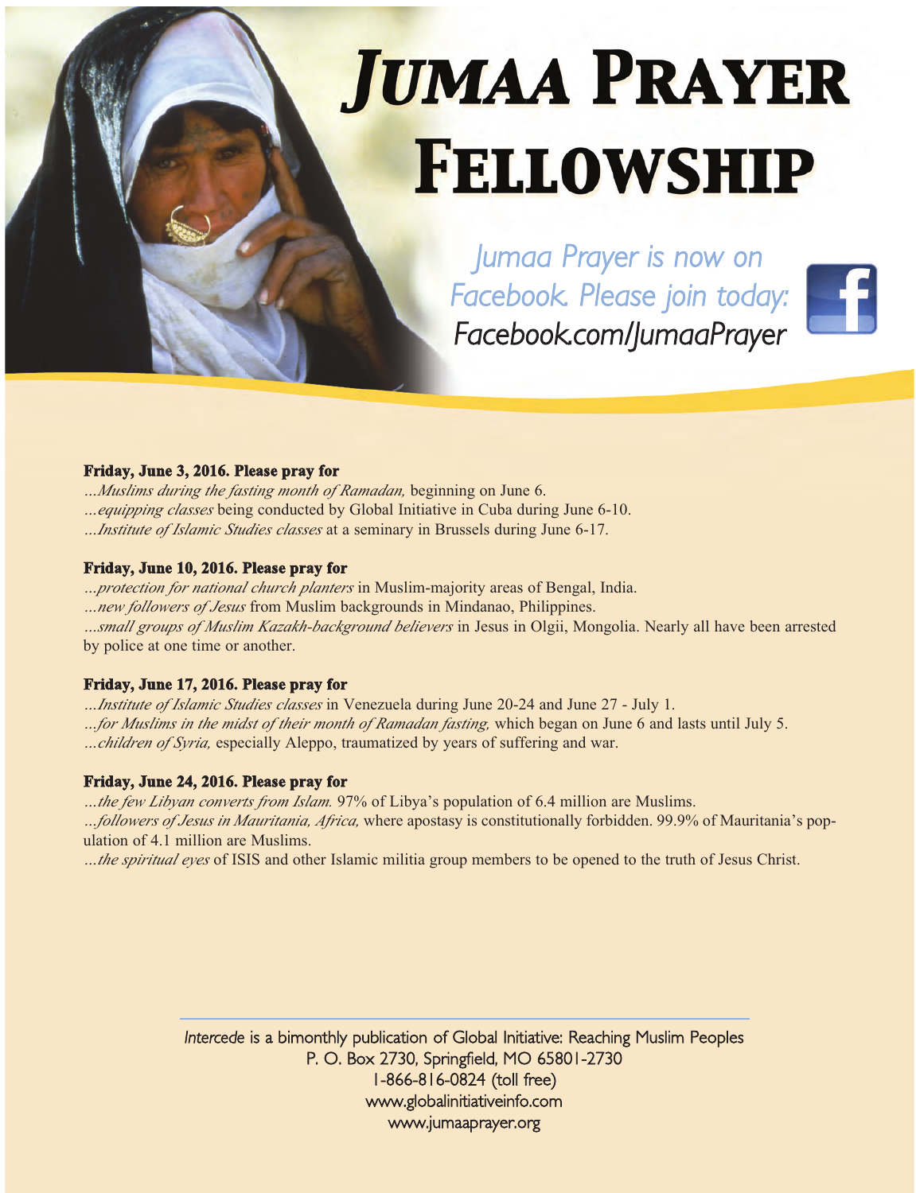# Jumaa Prayer Fellowship

*Jumaa Prayer is now on Facebook. Please join today:*
*Facebook.com/JumaaPrayer*

**Friday, June 3, 2016. Please pray for**

*...Muslims during the fasting month of Ramadan,* beginning on June 6.
*...equipping classes* being conducted by Global Initiative in Cuba during June 6-10.
*...Institute of Islamic Studies classes* at a seminary in Brussels during June 6-17.

**Friday, June 10, 2016. Please pray for**

*...protection for national church planters* in Muslim-majority areas of Bengal, India.
*...new followers of Jesus* from Muslim backgrounds in Mindanao, Philippines.
*...small groups of Muslim Kazakh-background believers* in Jesus in Olgii, Mongolia. Nearly all have been arrested by police at one time or another.

**Friday, June 17, 2016. Please pray for**

*...Institute of Islamic Studies classes* in Venezuela during June 20-24 and June 27 - July 1.
*...for Muslims in the midst of their month of Ramadan fasting,* which began on June 6 and lasts until July 5.
*...children of Syria,* especially Aleppo, traumatized by years of suffering and war.

**Friday, June 24, 2016. Please pray for**

*...the few Libyan converts from Islam.* 97% of Libya's population of 6.4 million are Muslims.
*...followers of Jesus in Mauritania, Africa,* where apostasy is constitutionally forbidden. 99.9% of Mauritania's population of 4.1 million are Muslims.
*...the spiritual eyes* of ISIS and other Islamic militia group members to be opened to the truth of Jesus Christ.

---

*Intercede* is a bimonthly publication of Global Initiative: Reaching Muslim Peoples
P. O. Box 2730, Springfield, MO 65801-2730
1-866-816-0824 (toll free)
www.globalinitiativeinfo.com
www.jumaaprayer.org